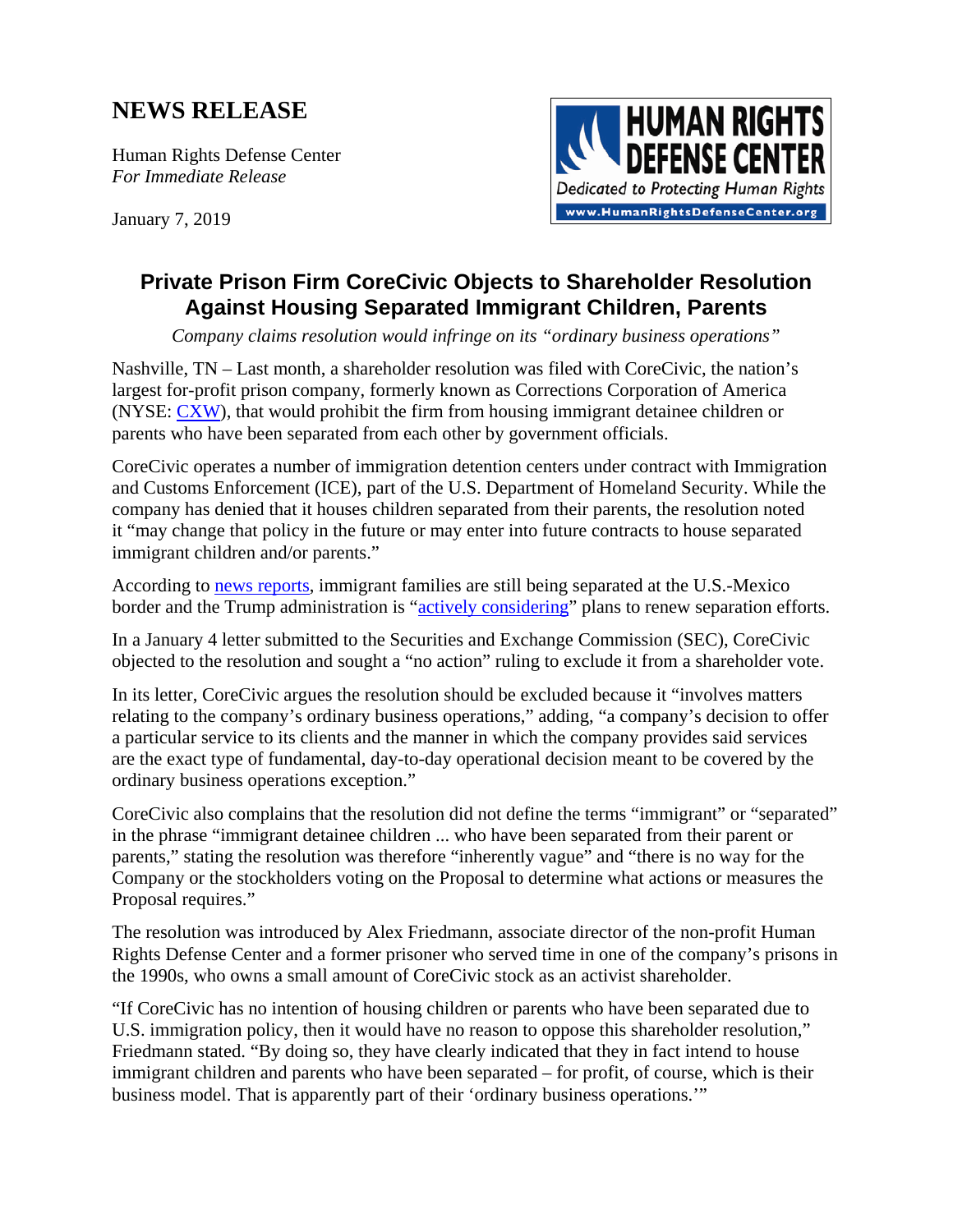# NEWS RELEASE

Human Rights Defense Center
*For Immediate Release*

January 7, 2019

HUMAN RIGHTS DEFENSE CENTER
Dedicated to Protecting Human Rights
www.HumanRightsDefenseCenter.org

## Private Prison Firm CoreCivic Objects to Shareholder Resolution Against Housing Separated Immigrant Children, Parents

*Company claims resolution would infringe on its "ordinary business operations"*

Nashville, TN – Last month, a shareholder resolution was filed with CoreCivic, the nation's largest for-profit prison company, formerly known as Corrections Corporation of America (NYSE: CXW), that would prohibit the firm from housing immigrant detainee children or parents who have been separated from each other by government officials.

CoreCivic operates a number of immigration detention centers under contract with Immigration and Customs Enforcement (ICE), part of the U.S. Department of Homeland Security. While the company has denied that it houses children separated from their parents, the resolution noted it "may change that policy in the future or may enter into future contracts to house separated immigrant children and/or parents."

According to news reports, immigrant families are still being separated at the U.S.-Mexico border and the Trump administration is "actively considering" plans to renew separation efforts.

In a January 4 letter submitted to the Securities and Exchange Commission (SEC), CoreCivic objected to the resolution and sought a "no action" ruling to exclude it from a shareholder vote.

In its letter, CoreCivic argues the resolution should be excluded because it "involves matters relating to the company's ordinary business operations," adding, "a company's decision to offer a particular service to its clients and the manner in which the company provides said services are the exact type of fundamental, day-to-day operational decision meant to be covered by the ordinary business operations exception."

CoreCivic also complains that the resolution did not define the terms "immigrant" or "separated" in the phrase "immigrant detainee children ... who have been separated from their parent or parents," stating the resolution was therefore "inherently vague" and "there is no way for the Company or the stockholders voting on the Proposal to determine what actions or measures the Proposal requires."

The resolution was introduced by Alex Friedmann, associate director of the non-profit Human Rights Defense Center and a former prisoner who served time in one of the company's prisons in the 1990s, who owns a small amount of CoreCivic stock as an activist shareholder.

"If CoreCivic has no intention of housing children or parents who have been separated due to U.S. immigration policy, then it would have no reason to oppose this shareholder resolution," Friedmann stated. "By doing so, they have clearly indicated that they in fact intend to house immigrant children and parents who have been separated – for profit, of course, which is their business model. That is apparently part of their 'ordinary business operations.'"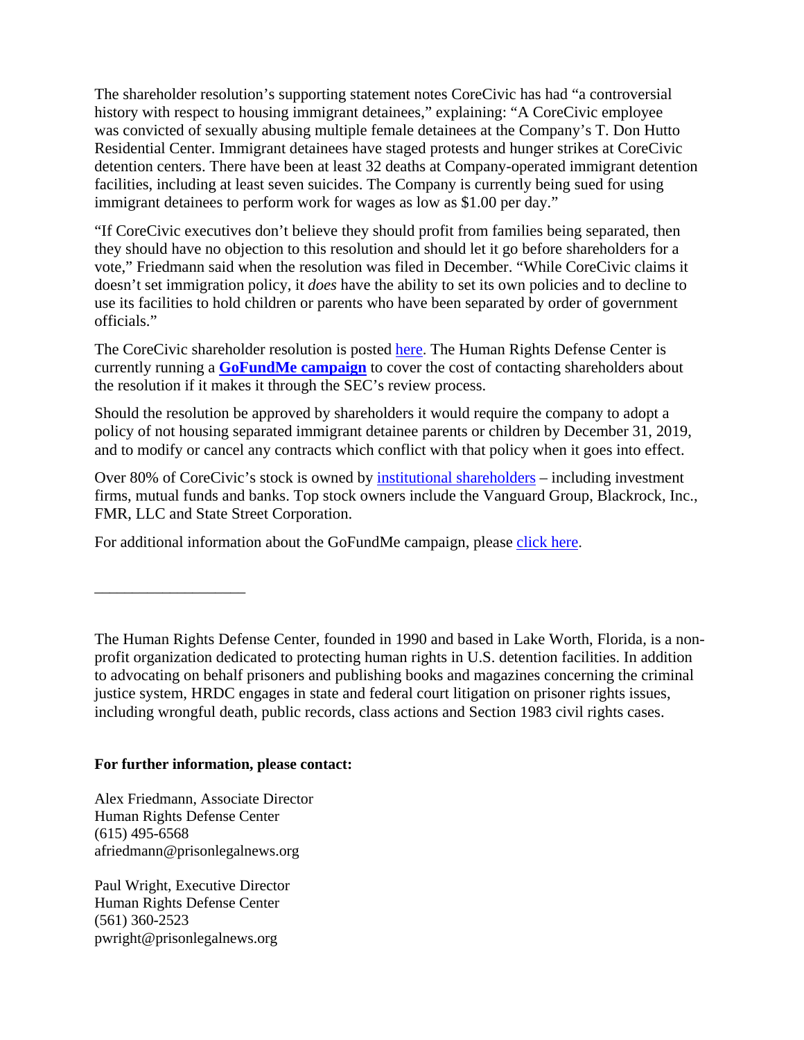The shareholder resolution's supporting statement notes CoreCivic has had "a controversial history with respect to housing immigrant detainees," explaining: "A CoreCivic employee was convicted of sexually abusing multiple female detainees at the Company's T. Don Hutto Residential Center. Immigrant detainees have staged protests and hunger strikes at CoreCivic detention centers. There have been at least 32 deaths at Company-operated immigrant detention facilities, including at least seven suicides. The Company is currently being sued for using immigrant detainees to perform work for wages as low as $1.00 per day."

"If CoreCivic executives don't believe they should profit from families being separated, then they should have no objection to this resolution and should let it go before shareholders for a vote," Friedmann said when the resolution was filed in December. "While CoreCivic claims it doesn't set immigration policy, it *does* have the ability to set its own policies and to decline to use its facilities to hold children or parents who have been separated by order of government officials."

The CoreCivic shareholder resolution is posted here. The Human Rights Defense Center is currently running a **GoFundMe campaign** to cover the cost of contacting shareholders about the resolution if it makes it through the SEC's review process.

Should the resolution be approved by shareholders it would require the company to adopt a policy of not housing separated immigrant detainee parents or children by December 31, 2019, and to modify or cancel any contracts which conflict with that policy when it goes into effect.

Over 80% of CoreCivic's stock is owned by institutional shareholders – including investment firms, mutual funds and banks. Top stock owners include the Vanguard Group, Blackrock, Inc., FMR, LLC and State Street Corporation.

For additional information about the GoFundMe campaign, please click here.

---

The Human Rights Defense Center, founded in 1990 and based in Lake Worth, Florida, is a non-profit organization dedicated to protecting human rights in U.S. detention facilities. In addition to advocating on behalf prisoners and publishing books and magazines concerning the criminal justice system, HRDC engages in state and federal court litigation on prisoner rights issues, including wrongful death, public records, class actions and Section 1983 civil rights cases.

**For further information, please contact:**

Alex Friedmann, Associate Director
Human Rights Defense Center
(615) 495-6568
afriedmann@prisonlegalnews.org

Paul Wright, Executive Director
Human Rights Defense Center
(561) 360-2523
pwright@prisonlegalnews.org